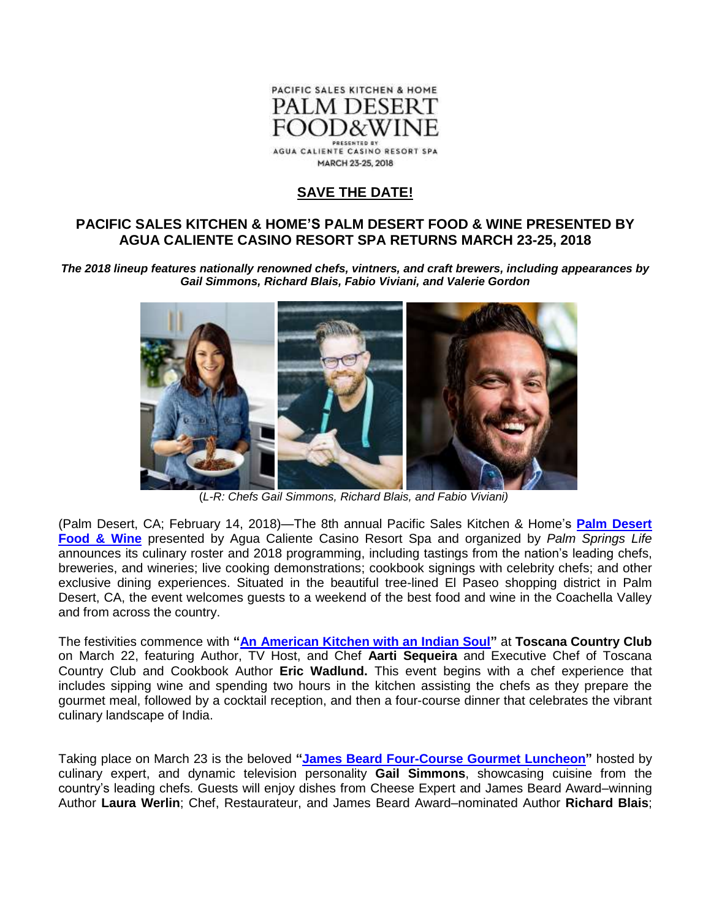PACIFIC SALES KITCHEN & HOME
PALM DESERT
FOOD&WINE
PRESENTED BY
AGUA CALIENTE CASINO RESORT SPA
MARCH 23-25, 2018

## SAVE THE DATE!

### PACIFIC SALES KITCHEN & HOME'S PALM DESERT FOOD & WINE PRESENTED BY AGUA CALIENTE CASINO RESORT SPA RETURNS MARCH 23-25, 2018

***The 2018 lineup features nationally renowned chefs, vintners, and craft brewers, including appearances by Gail Simmons, Richard Blais, Fabio Viviani, and Valerie Gordon***

(*L-R: Chefs Gail Simmons, Richard Blais, and Fabio Viviani)*

(Palm Desert, CA; February 14, 2018)—The 8th annual Pacific Sales Kitchen & Home's **Palm Desert Food & Wine** presented by Agua Caliente Casino Resort Spa and organized by *Palm Springs Life* announces its culinary roster and 2018 programming, including tastings from the nation's leading chefs, breweries, and wineries; live cooking demonstrations; cookbook signings with celebrity chefs; and other exclusive dining experiences. Situated in the beautiful tree-lined El Paseo shopping district in Palm Desert, CA, the event welcomes guests to a weekend of the best food and wine in the Coachella Valley and from across the country.

The festivities commence with **"An American Kitchen with an Indian Soul"** at **Toscana Country Club** on March 22, featuring Author, TV Host, and Chef **Aarti Sequeira** and Executive Chef of Toscana Country Club and Cookbook Author **Eric Wadlund.** This event begins with a chef experience that includes sipping wine and spending two hours in the kitchen assisting the chefs as they prepare the gourmet meal, followed by a cocktail reception, and then a four-course dinner that celebrates the vibrant culinary landscape of India.

Taking place on March 23 is the beloved **"James Beard Four-Course Gourmet Luncheon"** hosted by culinary expert, and dynamic television personality **Gail Simmons**, showcasing cuisine from the country's leading chefs. Guests will enjoy dishes from Cheese Expert and James Beard Award–winning Author **Laura Werlin**; Chef, Restaurateur, and James Beard Award–nominated Author **Richard Blais**;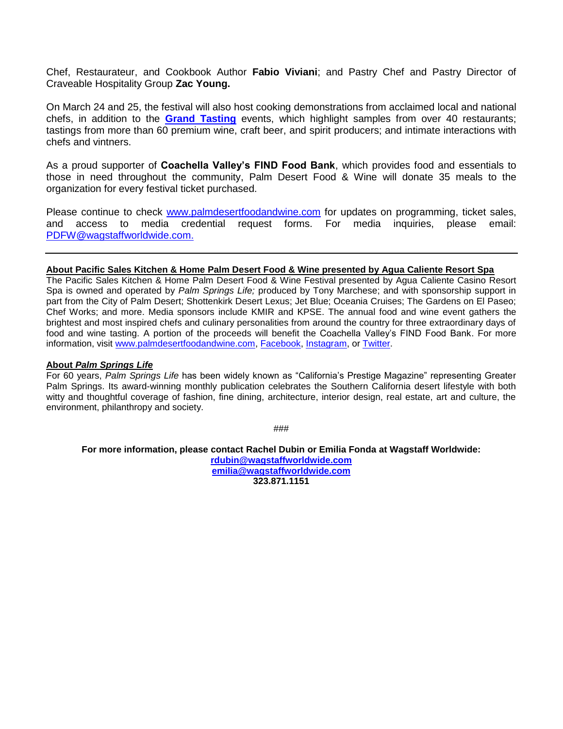Chef, Restaurateur, and Cookbook Author **Fabio Viviani**; and Pastry Chef and Pastry Director of Craveable Hospitality Group **Zac Young.**

On March 24 and 25, the festival will also host cooking demonstrations from acclaimed local and national chefs, in addition to the **Grand Tasting** events, which highlight samples from over 40 restaurants; tastings from more than 60 premium wine, craft beer, and spirit producers; and intimate interactions with chefs and vintners.

As a proud supporter of **Coachella Valley's FIND Food Bank**, which provides food and essentials to those in need throughout the community, Palm Desert Food & Wine will donate 35 meals to the organization for every festival ticket purchased.

Please continue to check www.palmdesertfoodandwine.com for updates on programming, ticket sales, and access to media credential request forms. For media inquiries, please email: PDFW@wagstaffworldwide.com.

---

**About Pacific Sales Kitchen & Home Palm Desert Food & Wine presented by Agua Caliente Resort Spa**

The Pacific Sales Kitchen & Home Palm Desert Food & Wine Festival presented by Agua Caliente Casino Resort Spa is owned and operated by *Palm Springs Life;* produced by Tony Marchese; and with sponsorship support in part from the City of Palm Desert; Shottenkirk Desert Lexus; Jet Blue; Oceania Cruises; The Gardens on El Paseo; Chef Works; and more. Media sponsors include KMIR and KPSE. The annual food and wine event gathers the brightest and most inspired chefs and culinary personalities from around the country for three extraordinary days of food and wine tasting. A portion of the proceeds will benefit the Coachella Valley's FIND Food Bank. For more information, visit www.palmdesertfoodandwine.com, Facebook, Instagram, or Twitter.

**About *Palm Springs Life***

For 60 years, *Palm Springs Life* has been widely known as "California's Prestige Magazine" representing Greater Palm Springs. Its award-winning monthly publication celebrates the Southern California desert lifestyle with both witty and thoughtful coverage of fashion, fine dining, architecture, interior design, real estate, art and culture, the environment, philanthropy and society.

###

**For more information, please contact Rachel Dubin or Emilia Fonda at Wagstaff Worldwide:**
**rdubin@wagstaffworldwide.com**
**emilia@wagstaffworldwide.com**
**323.871.1151**